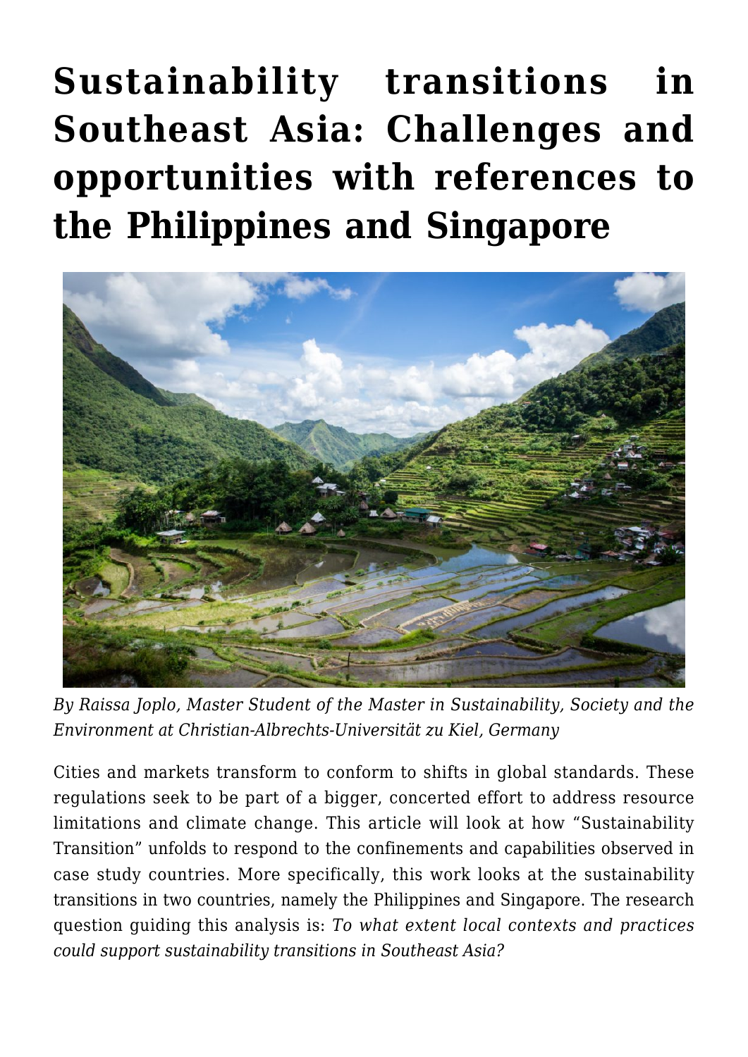# Sustainability transitions in Southeast Asia: Challenges and opportunities with references to the Philippines and Singapore

*By Raissa Joplo, Master Student of the Master in Sustainability, Society and the Environment at Christian-Albrechts-Universität zu Kiel, Germany*

Cities and markets transform to conform to shifts in global standards. These regulations seek to be part of a bigger, concerted effort to address resource limitations and climate change. This article will look at how "Sustainability Transition" unfolds to respond to the confinements and capabilities observed in case study countries. More specifically, this work looks at the sustainability transitions in two countries, namely the Philippines and Singapore. The research question guiding this analysis is: *To what extent local contexts and practices could support sustainability transitions in Southeast Asia?*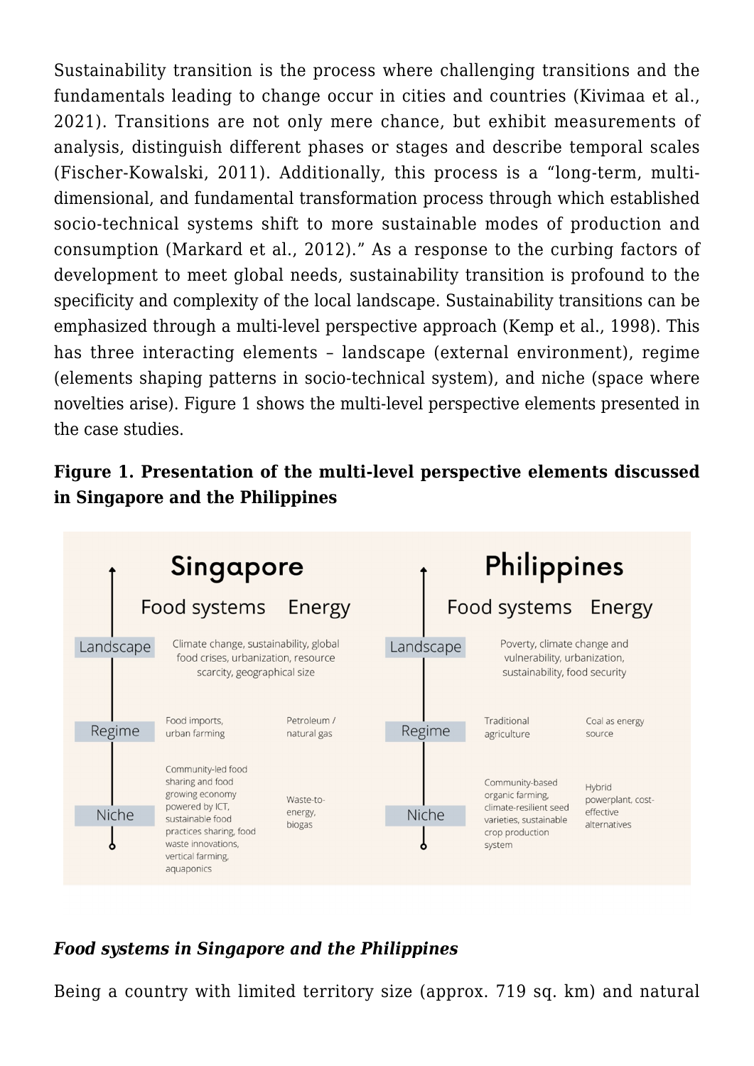Sustainability transition is the process where challenging transitions and the fundamentals leading to change occur in cities and countries (Kivimaa et al., 2021). Transitions are not only mere chance, but exhibit measurements of analysis, distinguish different phases or stages and describe temporal scales (Fischer-Kowalski, 2011). Additionally, this process is a "long-term, multi-dimensional, and fundamental transformation process through which established socio-technical systems shift to more sustainable modes of production and consumption (Markard et al., 2012)." As a response to the curbing factors of development to meet global needs, sustainability transition is profound to the specificity and complexity of the local landscape. Sustainability transitions can be emphasized through a multi-level perspective approach (Kemp et al., 1998). This has three interacting elements – landscape (external environment), regime (elements shaping patterns in socio-technical system), and niche (space where novelties arise). Figure 1 shows the multi-level perspective elements presented in the case studies.

**Figure 1. Presentation of the multi-level perspective elements discussed in Singapore and the Philippines**

| | Singapore – Food systems | Singapore – Energy | Philippines – Food systems | Philippines – Energy |
|---|---|---|---|---|
| Landscape | Climate change, sustainability, global food crises, urbanization, resource scarcity, geographical size | | Poverty, climate change and vulnerability, urbanization, sustainability, food security | |
| Regime | Food imports, urban farming | Petroleum / natural gas | Traditional agriculture | Coal as energy source |
| Niche | Community-led food sharing and food growing economy powered by ICT, sustainable food practices sharing, food waste innovations, vertical farming, aquaponics | Waste-to-energy, biogas | Community-based organic farming, climate-resilient seed varieties, sustainable crop production system | Hybrid powerplant, cost-effective alternatives |

### *Food systems in Singapore and the Philippines*

Being a country with limited territory size (approx. 719 sq. km) and natural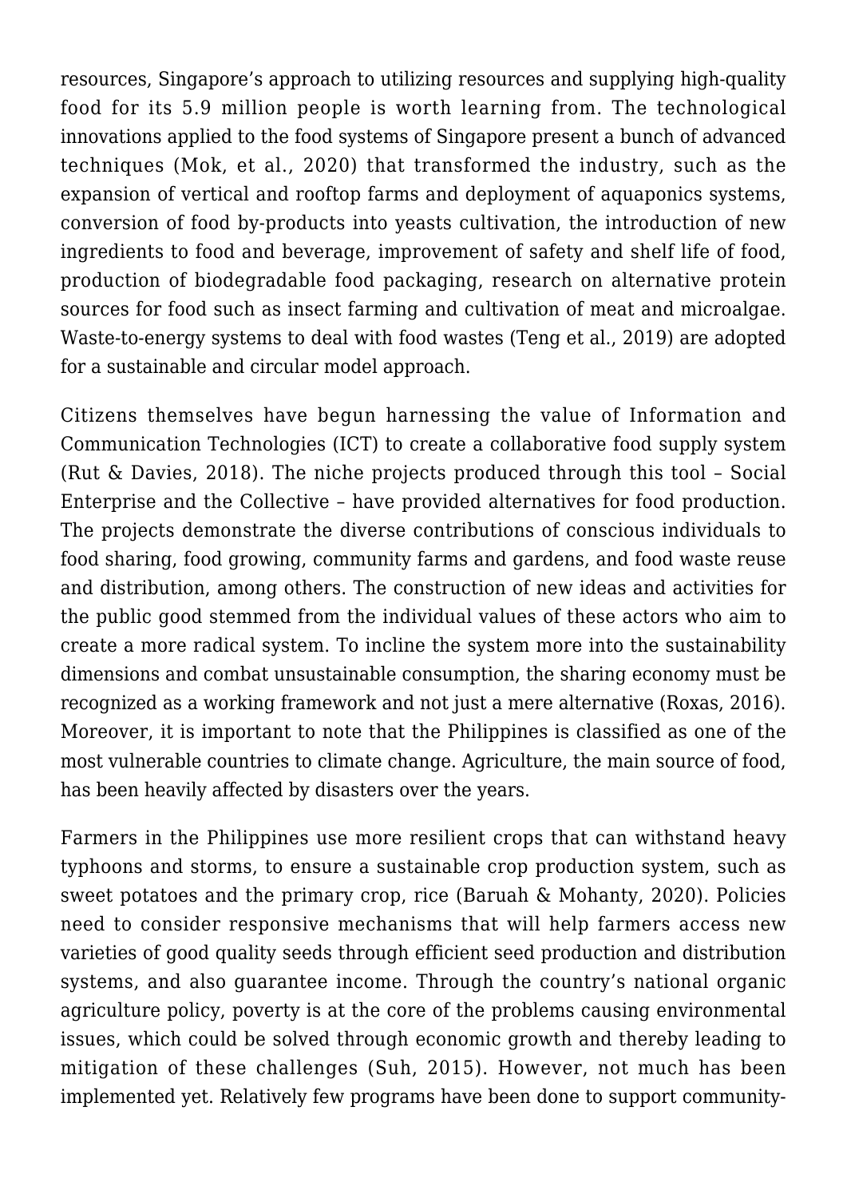resources, Singapore's approach to utilizing resources and supplying high-quality food for its 5.9 million people is worth learning from. The technological innovations applied to the food systems of Singapore present a bunch of advanced techniques (Mok, et al., 2020) that transformed the industry, such as the expansion of vertical and rooftop farms and deployment of aquaponics systems, conversion of food by-products into yeasts cultivation, the introduction of new ingredients to food and beverage, improvement of safety and shelf life of food, production of biodegradable food packaging, research on alternative protein sources for food such as insect farming and cultivation of meat and microalgae. Waste-to-energy systems to deal with food wastes (Teng et al., 2019) are adopted for a sustainable and circular model approach.

Citizens themselves have begun harnessing the value of Information and Communication Technologies (ICT) to create a collaborative food supply system (Rut & Davies, 2018). The niche projects produced through this tool – Social Enterprise and the Collective – have provided alternatives for food production. The projects demonstrate the diverse contributions of conscious individuals to food sharing, food growing, community farms and gardens, and food waste reuse and distribution, among others. The construction of new ideas and activities for the public good stemmed from the individual values of these actors who aim to create a more radical system. To incline the system more into the sustainability dimensions and combat unsustainable consumption, the sharing economy must be recognized as a working framework and not just a mere alternative (Roxas, 2016). Moreover, it is important to note that the Philippines is classified as one of the most vulnerable countries to climate change. Agriculture, the main source of food, has been heavily affected by disasters over the years.

Farmers in the Philippines use more resilient crops that can withstand heavy typhoons and storms, to ensure a sustainable crop production system, such as sweet potatoes and the primary crop, rice (Baruah & Mohanty, 2020). Policies need to consider responsive mechanisms that will help farmers access new varieties of good quality seeds through efficient seed production and distribution systems, and also guarantee income. Through the country's national organic agriculture policy, poverty is at the core of the problems causing environmental issues, which could be solved through economic growth and thereby leading to mitigation of these challenges (Suh, 2015). However, not much has been implemented yet. Relatively few programs have been done to support community-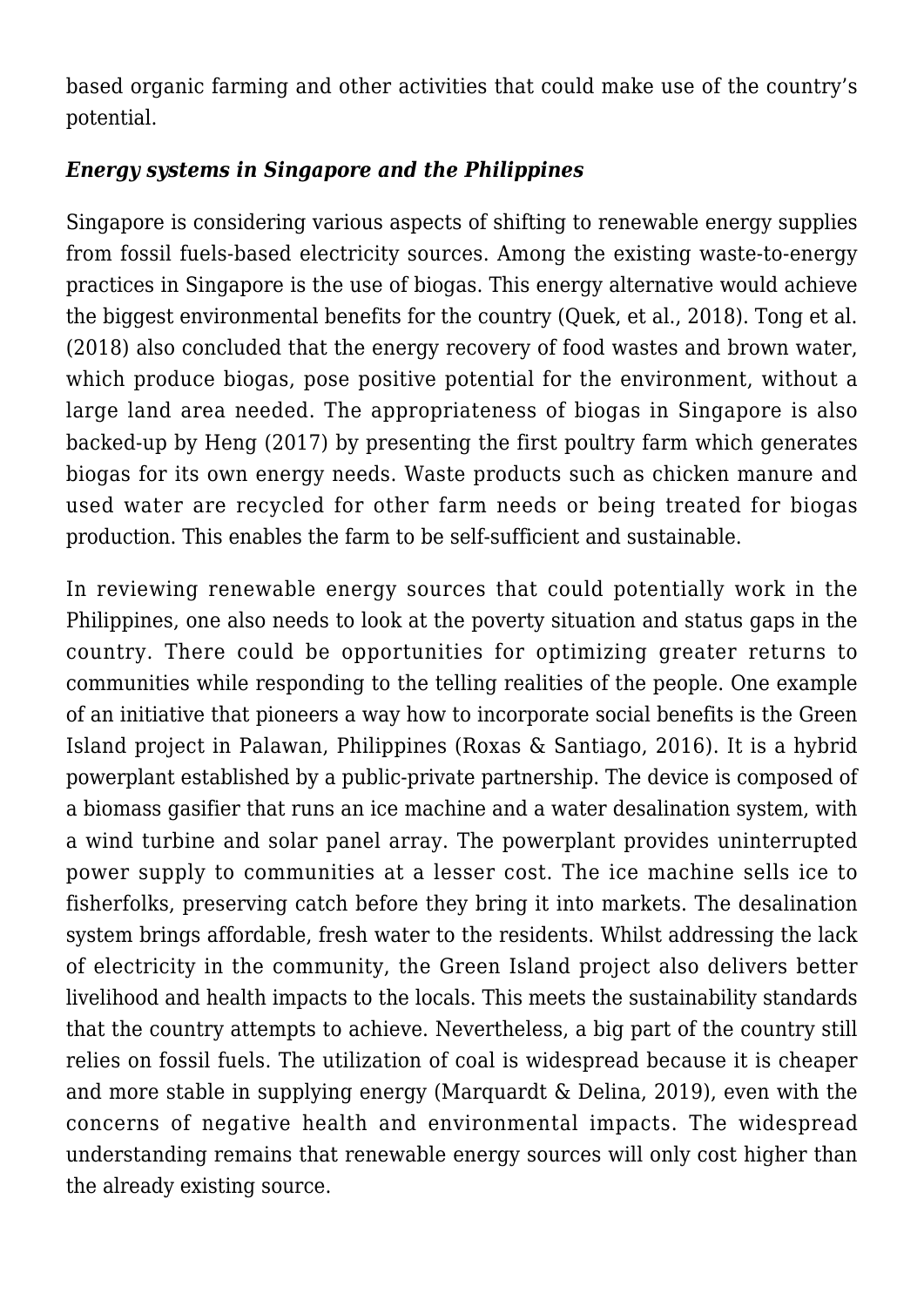based organic farming and other activities that could make use of the country's potential.

### *Energy systems in Singapore and the Philippines*

Singapore is considering various aspects of shifting to renewable energy supplies from fossil fuels-based electricity sources. Among the existing waste-to-energy practices in Singapore is the use of biogas. This energy alternative would achieve the biggest environmental benefits for the country (Quek, et al., 2018). Tong et al. (2018) also concluded that the energy recovery of food wastes and brown water, which produce biogas, pose positive potential for the environment, without a large land area needed. The appropriateness of biogas in Singapore is also backed-up by Heng (2017) by presenting the first poultry farm which generates biogas for its own energy needs. Waste products such as chicken manure and used water are recycled for other farm needs or being treated for biogas production. This enables the farm to be self-sufficient and sustainable.

In reviewing renewable energy sources that could potentially work in the Philippines, one also needs to look at the poverty situation and status gaps in the country. There could be opportunities for optimizing greater returns to communities while responding to the telling realities of the people. One example of an initiative that pioneers a way how to incorporate social benefits is the Green Island project in Palawan, Philippines (Roxas & Santiago, 2016). It is a hybrid powerplant established by a public-private partnership. The device is composed of a biomass gasifier that runs an ice machine and a water desalination system, with a wind turbine and solar panel array. The powerplant provides uninterrupted power supply to communities at a lesser cost. The ice machine sells ice to fisherfolks, preserving catch before they bring it into markets. The desalination system brings affordable, fresh water to the residents. Whilst addressing the lack of electricity in the community, the Green Island project also delivers better livelihood and health impacts to the locals. This meets the sustainability standards that the country attempts to achieve. Nevertheless, a big part of the country still relies on fossil fuels. The utilization of coal is widespread because it is cheaper and more stable in supplying energy (Marquardt & Delina, 2019), even with the concerns of negative health and environmental impacts. The widespread understanding remains that renewable energy sources will only cost higher than the already existing source.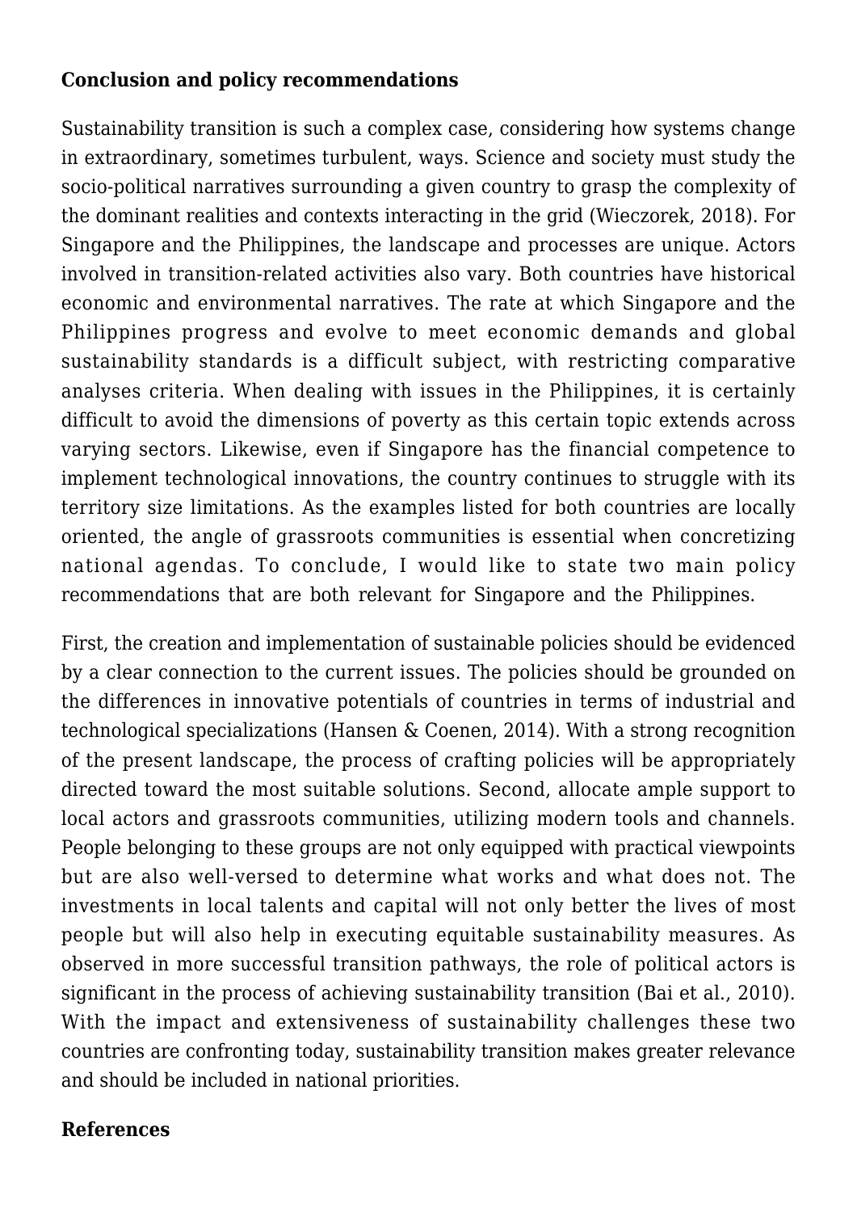## Conclusion and policy recommendations

Sustainability transition is such a complex case, considering how systems change in extraordinary, sometimes turbulent, ways. Science and society must study the socio-political narratives surrounding a given country to grasp the complexity of the dominant realities and contexts interacting in the grid (Wieczorek, 2018). For Singapore and the Philippines, the landscape and processes are unique. Actors involved in transition-related activities also vary. Both countries have historical economic and environmental narratives. The rate at which Singapore and the Philippines progress and evolve to meet economic demands and global sustainability standards is a difficult subject, with restricting comparative analyses criteria. When dealing with issues in the Philippines, it is certainly difficult to avoid the dimensions of poverty as this certain topic extends across varying sectors. Likewise, even if Singapore has the financial competence to implement technological innovations, the country continues to struggle with its territory size limitations. As the examples listed for both countries are locally oriented, the angle of grassroots communities is essential when concretizing national agendas. To conclude, I would like to state two main policy recommendations that are both relevant for Singapore and the Philippines.

First, the creation and implementation of sustainable policies should be evidenced by a clear connection to the current issues. The policies should be grounded on the differences in innovative potentials of countries in terms of industrial and technological specializations (Hansen & Coenen, 2014). With a strong recognition of the present landscape, the process of crafting policies will be appropriately directed toward the most suitable solutions. Second, allocate ample support to local actors and grassroots communities, utilizing modern tools and channels. People belonging to these groups are not only equipped with practical viewpoints but are also well-versed to determine what works and what does not. The investments in local talents and capital will not only better the lives of most people but will also help in executing equitable sustainability measures. As observed in more successful transition pathways, the role of political actors is significant in the process of achieving sustainability transition (Bai et al., 2010). With the impact and extensiveness of sustainability challenges these two countries are confronting today, sustainability transition makes greater relevance and should be included in national priorities.

## References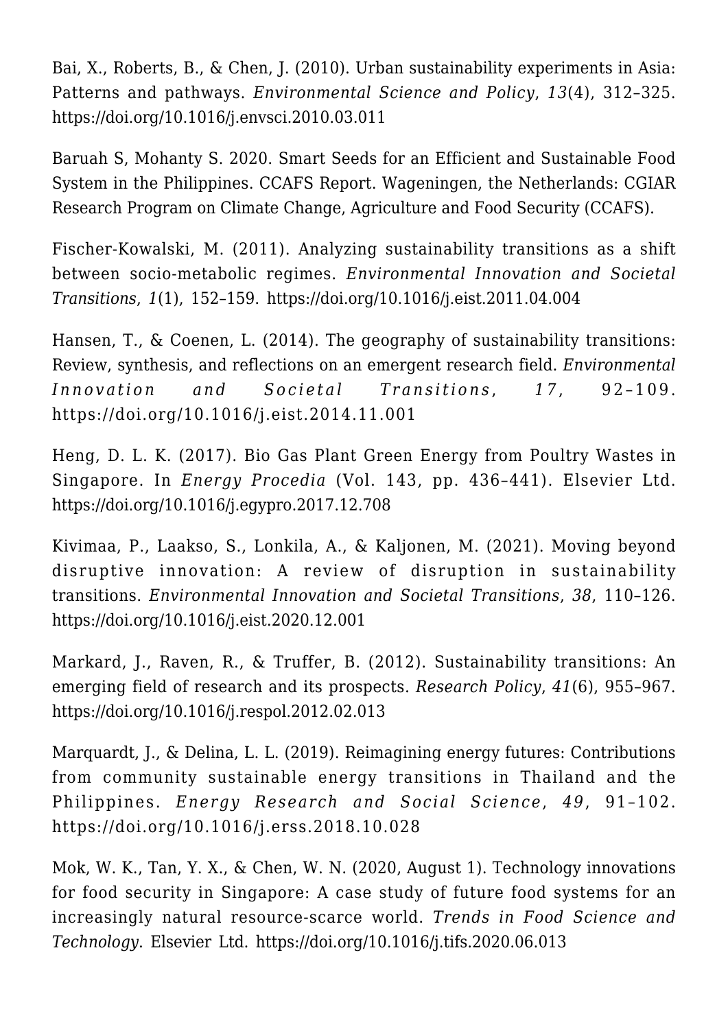Bai, X., Roberts, B., & Chen, J. (2010). Urban sustainability experiments in Asia: Patterns and pathways. *Environmental Science and Policy*, *13*(4), 312–325. https://doi.org/10.1016/j.envsci.2010.03.011

Baruah S, Mohanty S. 2020. Smart Seeds for an Efficient and Sustainable Food System in the Philippines. CCAFS Report. Wageningen, the Netherlands: CGIAR Research Program on Climate Change, Agriculture and Food Security (CCAFS).

Fischer-Kowalski, M. (2011). Analyzing sustainability transitions as a shift between socio-metabolic regimes. *Environmental Innovation and Societal Transitions*, *1*(1), 152–159. https://doi.org/10.1016/j.eist.2011.04.004

Hansen, T., & Coenen, L. (2014). The geography of sustainability transitions: Review, synthesis, and reflections on an emergent research field. *Environmental Innovation and Societal Transitions*, *17*, 92–109. https://doi.org/10.1016/j.eist.2014.11.001

Heng, D. L. K. (2017). Bio Gas Plant Green Energy from Poultry Wastes in Singapore. In *Energy Procedia* (Vol. 143, pp. 436–441). Elsevier Ltd. https://doi.org/10.1016/j.egypro.2017.12.708

Kivimaa, P., Laakso, S., Lonkila, A., & Kaljonen, M. (2021). Moving beyond disruptive innovation: A review of disruption in sustainability transitions. *Environmental Innovation and Societal Transitions*, *38*, 110–126. https://doi.org/10.1016/j.eist.2020.12.001

Markard, J., Raven, R., & Truffer, B. (2012). Sustainability transitions: An emerging field of research and its prospects. *Research Policy*, *41*(6), 955–967. https://doi.org/10.1016/j.respol.2012.02.013

Marquardt, J., & Delina, L. L. (2019). Reimagining energy futures: Contributions from community sustainable energy transitions in Thailand and the Philippines. *Energy Research and Social Science*, *49*, 91–102. https://doi.org/10.1016/j.erss.2018.10.028

Mok, W. K., Tan, Y. X., & Chen, W. N. (2020, August 1). Technology innovations for food security in Singapore: A case study of future food systems for an increasingly natural resource-scarce world. *Trends in Food Science and Technology*. Elsevier Ltd. https://doi.org/10.1016/j.tifs.2020.06.013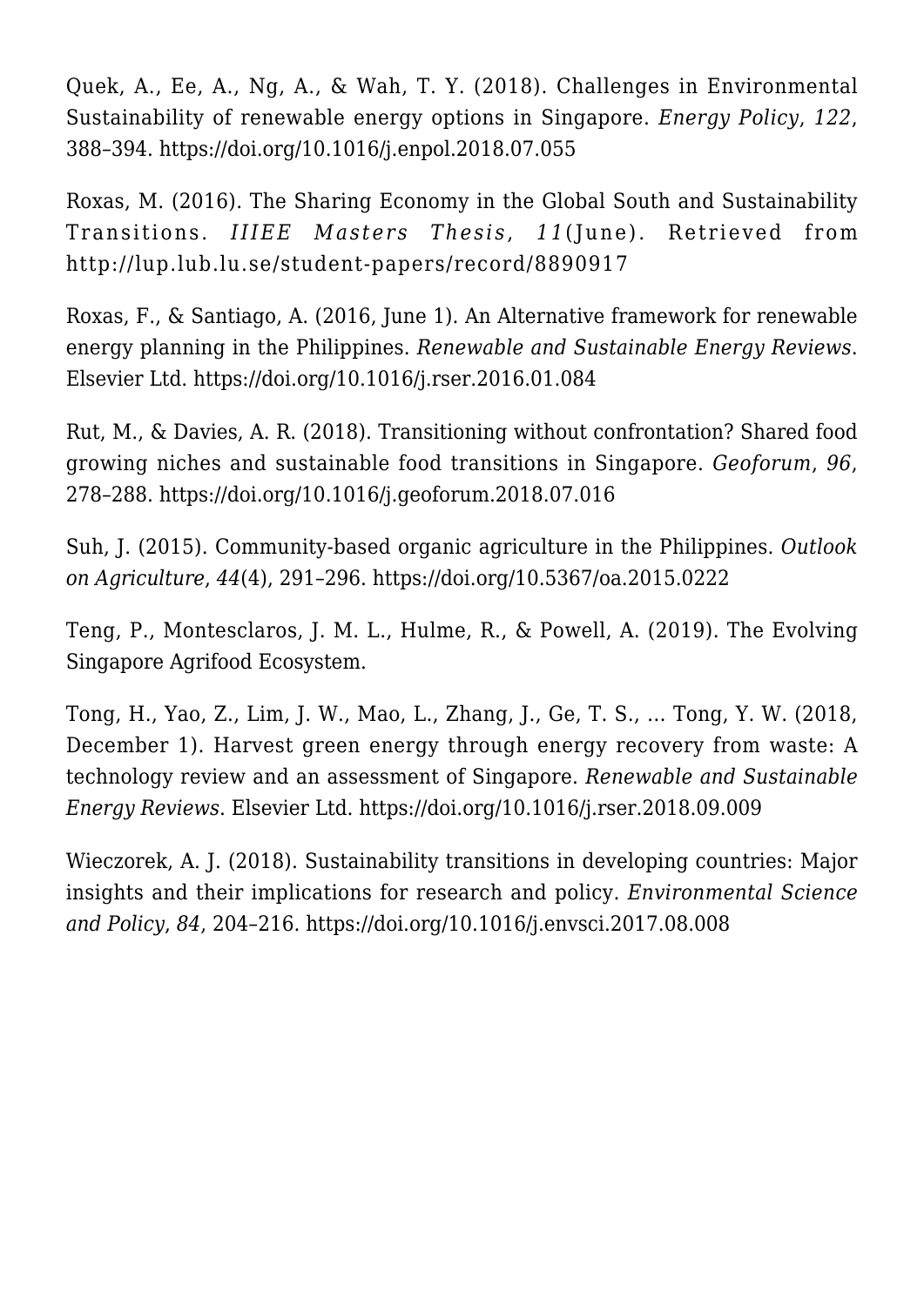Quek, A., Ee, A., Ng, A., & Wah, T. Y. (2018). Challenges in Environmental Sustainability of renewable energy options in Singapore. *Energy Policy*, *122*, 388–394. https://doi.org/10.1016/j.enpol.2018.07.055

Roxas, M. (2016). The Sharing Economy in the Global South and Sustainability Transitions. *IIIEE Masters Thesis*, *11*(June). Retrieved from http://lup.lub.lu.se/student-papers/record/8890917

Roxas, F., & Santiago, A. (2016, June 1). An Alternative framework for renewable energy planning in the Philippines. *Renewable and Sustainable Energy Reviews*. Elsevier Ltd. https://doi.org/10.1016/j.rser.2016.01.084

Rut, M., & Davies, A. R. (2018). Transitioning without confrontation? Shared food growing niches and sustainable food transitions in Singapore. *Geoforum*, *96*, 278–288. https://doi.org/10.1016/j.geoforum.2018.07.016

Suh, J. (2015). Community-based organic agriculture in the Philippines. *Outlook on Agriculture*, *44*(4), 291–296. https://doi.org/10.5367/oa.2015.0222

Teng, P., Montesclaros, J. M. L., Hulme, R., & Powell, A. (2019). The Evolving Singapore Agrifood Ecosystem.

Tong, H., Yao, Z., Lim, J. W., Mao, L., Zhang, J., Ge, T. S., … Tong, Y. W. (2018, December 1). Harvest green energy through energy recovery from waste: A technology review and an assessment of Singapore. *Renewable and Sustainable Energy Reviews*. Elsevier Ltd. https://doi.org/10.1016/j.rser.2018.09.009

Wieczorek, A. J. (2018). Sustainability transitions in developing countries: Major insights and their implications for research and policy. *Environmental Science and Policy*, *84*, 204–216. https://doi.org/10.1016/j.envsci.2017.08.008